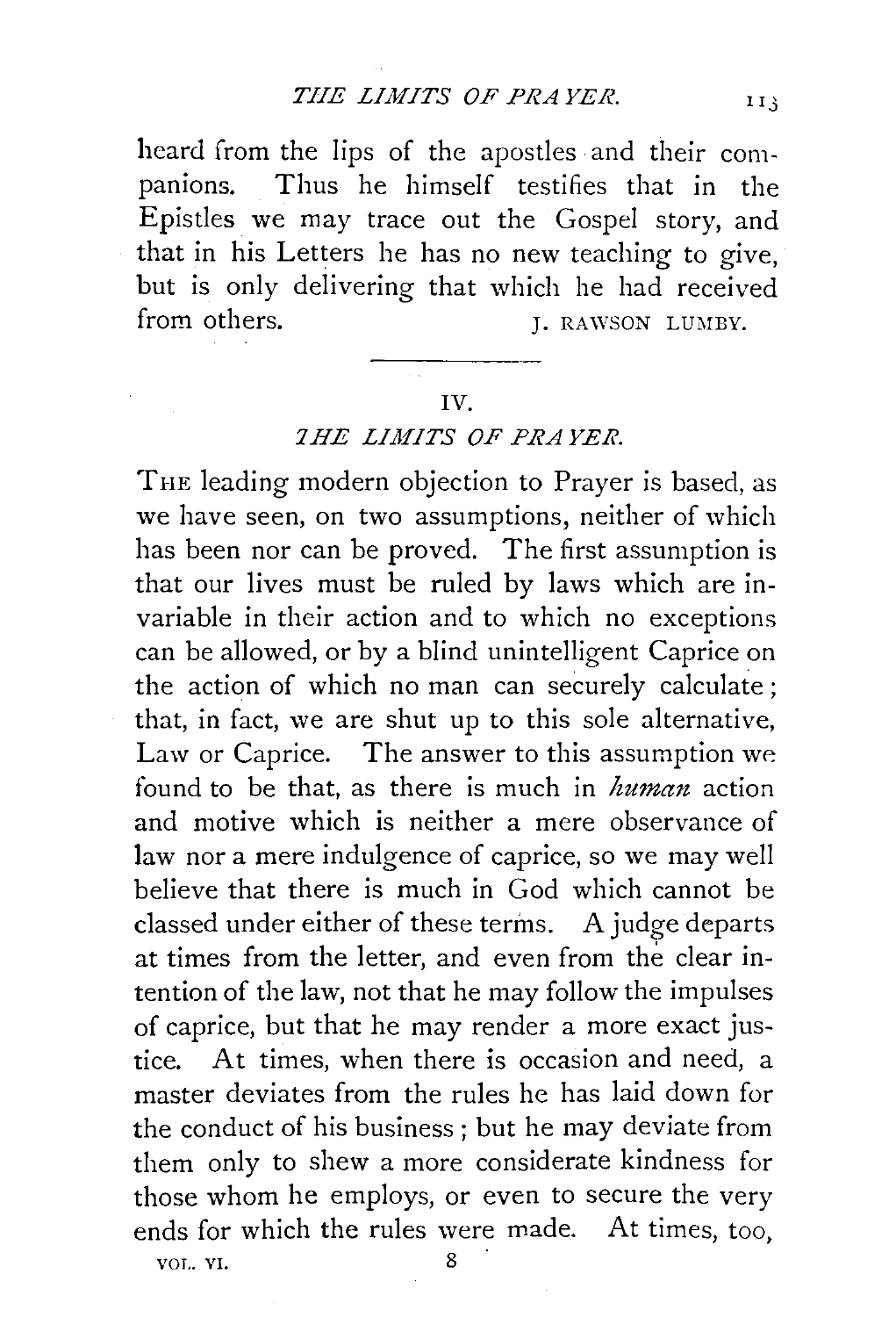heard from the lips of the apostles and their companions. Thus he himself testifies that in the Epistles we may trace out the Gospel story, and that in his Letters he has no new teaching to give, but is only delivering that which he had received from others.

J. RAWSON LUMBY.

---

## IV.

## *THE LIMITS OF PRAYER.*

THE leading modern objection to Prayer is based, as we have seen, on two assumptions, neither of which has been nor can be proved. The first assumption is that our lives must be ruled by laws which are invariable in their action and to which no exceptions can be allowed, or by a blind unintelligent Caprice on the action of which no man can securely calculate; that, in fact, we are shut up to this sole alternative, Law or Caprice. The answer to this assumption we found to be that, as there is much in *human* action and motive which is neither a mere observance of law nor a mere indulgence of caprice, so we may well believe that there is much in God which cannot be classed under either of these terms. A judge departs at times from the letter, and even from the clear intention of the law, not that he may follow the impulses of caprice, but that he may render a more exact justice. At times, when there is occasion and need, a master deviates from the rules he has laid down for the conduct of his business; but he may deviate from them only to shew a more considerate kindness for those whom he employs, or even to secure the very ends for which the rules were made. At times, too,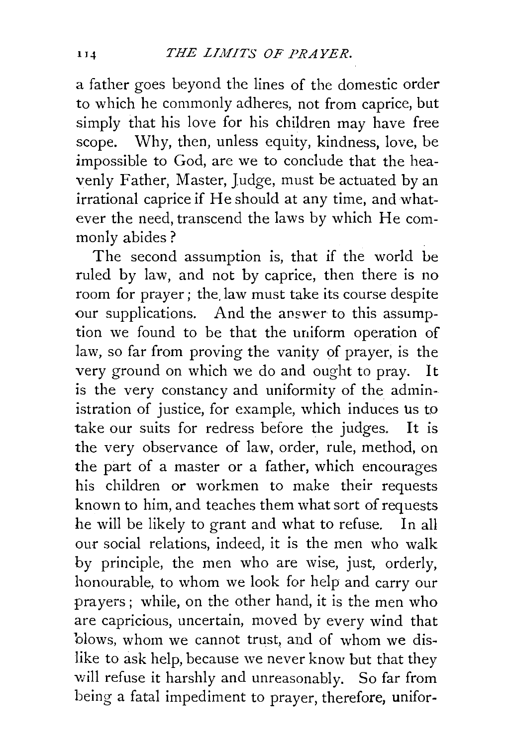a father goes beyond the lines of the domestic order to which he commonly adheres, not from caprice, but simply that his love for his children may have free scope. Why, then, unless equity, kindness, love, be impossible to God, are we to conclude that the heavenly Father, Master, Judge, must be actuated by an irrational caprice if He should at any time, and whatever the need, transcend the laws by which He commonly abides?

The second assumption is, that if the world be ruled by law, and not by caprice, then there is no room for prayer; the law must take its course despite our supplications. And the answer to this assumption we found to be that the uniform operation of law, so far from proving the vanity of prayer, is the very ground on which we do and ought to pray. It is the very constancy and uniformity of the administration of justice, for example, which induces us to take our suits for redress before the judges. It is the very observance of law, order, rule, method, on the part of a master or a father, which encourages his children or workmen to make their requests known to him, and teaches them what sort of requests he will be likely to grant and what to refuse. In all our social relations, indeed, it is the men who walk by principle, the men who are wise, just, orderly, honourable, to whom we look for help and carry our prayers; while, on the other hand, it is the men who are capricious, uncertain, moved by every wind that blows, whom we cannot trust, and of whom we dislike to ask help, because we never know but that they will refuse it harshly and unreasonably. So far from being a fatal impediment to prayer, therefore, unifor-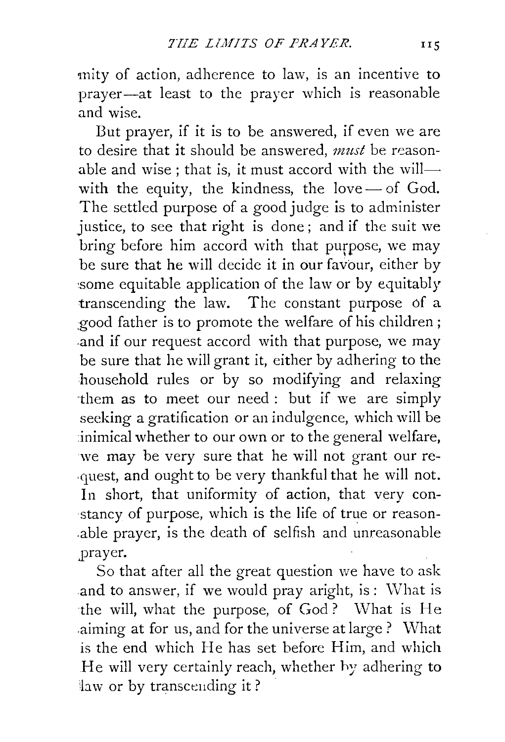mity of action, adherence to law, is an incentive to prayer—at least to the prayer which is reasonable and wise.

But prayer, if it is to be answered, if even we are to desire that it should be answered, *must* be reasonable and wise; that is, it must accord with the will—with the equity, the kindness, the love — of God. The settled purpose of a good judge is to administer justice, to see that right is done; and if the suit we bring before him accord with that purpose, we may be sure that he will decide it in our favour, either by some equitable application of the law or by equitably transcending the law. The constant purpose of a good father is to promote the welfare of his children; and if our request accord with that purpose, we may be sure that he will grant it, either by adhering to the household rules or by so modifying and relaxing them as to meet our need: but if we are simply seeking a gratification or an indulgence, which will be inimical whether to our own or to the general welfare, we may be very sure that he will not grant our request, and ought to be very thankful that he will not. In short, that uniformity of action, that very constancy of purpose, which is the life of true or reasonable prayer, is the death of selfish and unreasonable prayer.

So that after all the great question we have to ask and to answer, if we would pray aright, is: What is the will, what the purpose, of God? What is He aiming at for us, and for the universe at large? What is the end which He has set before Him, and which He will very certainly reach, whether by adhering to law or by transcending it?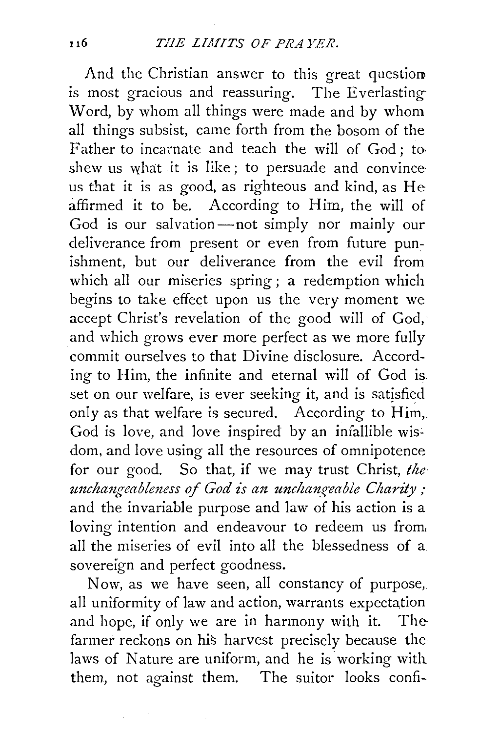And the Christian answer to this great question is most gracious and reassuring. The Everlasting Word, by whom all things were made and by whom all things subsist, came forth from the bosom of the Father to incarnate and teach the will of God; to shew us what it is like; to persuade and convince us that it is as good, as righteous and kind, as He affirmed it to be. According to Him, the will of God is our salvation—not simply nor mainly our deliverance from present or even from future punishment, but our deliverance from the evil from which all our miseries spring; a redemption which begins to take effect upon us the very moment we accept Christ's revelation of the good will of God, and which grows ever more perfect as we more fully commit ourselves to that Divine disclosure. According to Him, the infinite and eternal will of God is set on our welfare, is ever seeking it, and is satisfied only as that welfare is secured. According to Him, God is love, and love inspired by an infallible wisdom, and love using all the resources of omnipotence for our good. So that, if we may trust Christ, *the unchangeableness of God is an unchangeable Charity;* and the invariable purpose and law of his action is a loving intention and endeavour to redeem us from all the miseries of evil into all the blessedness of a sovereign and perfect goodness.

Now, as we have seen, all constancy of purpose, all uniformity of law and action, warrants expectation and hope, if only we are in harmony with it. The farmer reckons on his harvest precisely because the laws of Nature are uniform, and he is working with them, not against them. The suitor looks confi-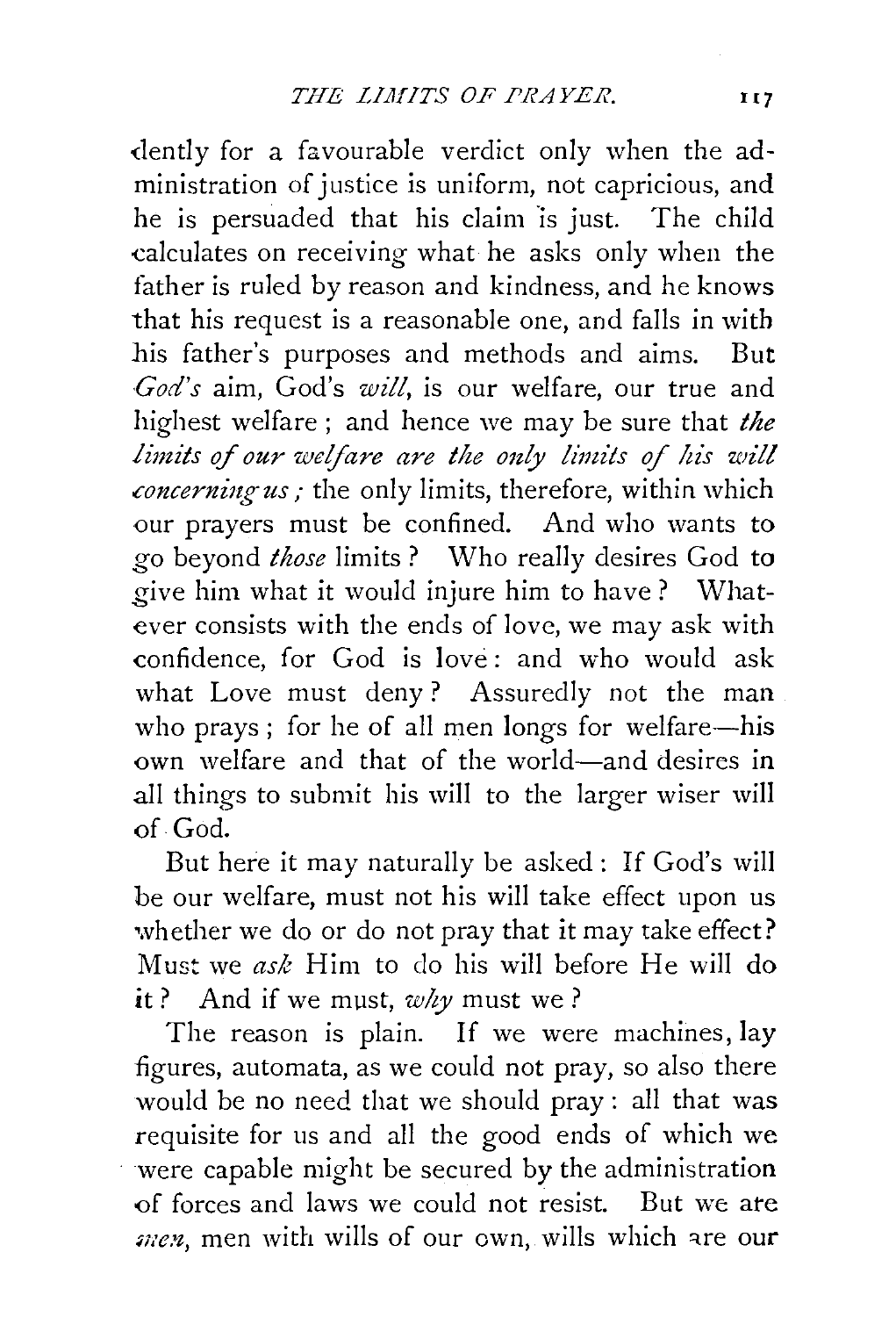dently for a favourable verdict only when the administration of justice is uniform, not capricious, and he is persuaded that his claim is just. The child calculates on receiving what he asks only when the father is ruled by reason and kindness, and he knows that his request is a reasonable one, and falls in with his father's purposes and methods and aims. But *God's* aim, God's *will*, is our welfare, our true and highest welfare; and hence we may be sure that *the limits of our welfare are the only limits of his will concerning us*; the only limits, therefore, within which our prayers must be confined. And who wants to go beyond *those* limits? Who really desires God to give him what it would injure him to have? Whatever consists with the ends of love, we may ask with confidence, for God is love: and who would ask what Love must deny? Assuredly not the man who prays; for he of all men longs for welfare—his own welfare and that of the world—and desires in all things to submit his will to the larger wiser will of God.

But here it may naturally be asked: If God's will be our welfare, must not his will take effect upon us whether we do or do not pray that it may take effect? Must we *ask* Him to do his will before He will do it? And if we must, *why* must we?

The reason is plain. If we were machines, lay figures, automata, as we could not pray, so also there would be no need that we should pray: all that was requisite for us and all the good ends of which we were capable might be secured by the administration of forces and laws we could not resist. But we are *men*, men with wills of our own, wills which are our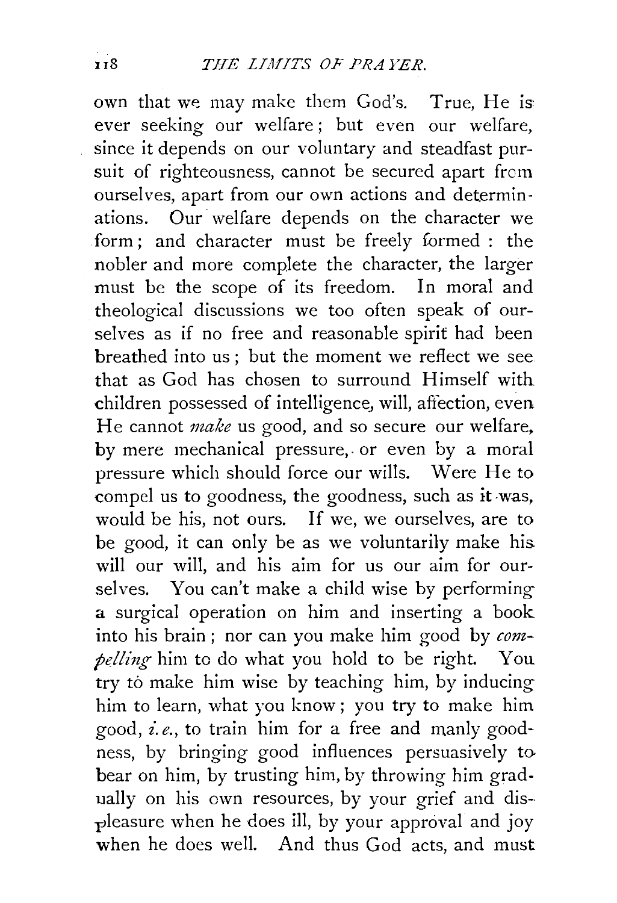own that we may make them God's. True, He is ever seeking our welfare; but even our welfare, since it depends on our voluntary and steadfast pursuit of righteousness, cannot be secured apart from ourselves, apart from our own actions and determinations. Our welfare depends on the character we form; and character must be freely formed: the nobler and more complete the character, the larger must be the scope of its freedom. In moral and theological discussions we too often speak of ourselves as if no free and reasonable spirit had been breathed into us; but the moment we reflect we see that as God has chosen to surround Himself with children possessed of intelligence, will, affection, even He cannot *make* us good, and so secure our welfare, by mere mechanical pressure, or even by a moral pressure which should force our wills. Were He to compel us to goodness, the goodness, such as it was, would be his, not ours. If we, we ourselves, are to be good, it can only be as we voluntarily make his will our will, and his aim for us our aim for ourselves. You can't make a child wise by performing a surgical operation on him and inserting a book into his brain; nor can you make him good by *compelling* him to do what you hold to be right. You try to make him wise by teaching him, by inducing him to learn, what you know; you try to make him good, *i.e.*, to train him for a free and manly goodness, by bringing good influences persuasively to bear on him, by trusting him, by throwing him gradually on his own resources, by your grief and displeasure when he does ill, by your approval and joy when he does well. And thus God acts, and must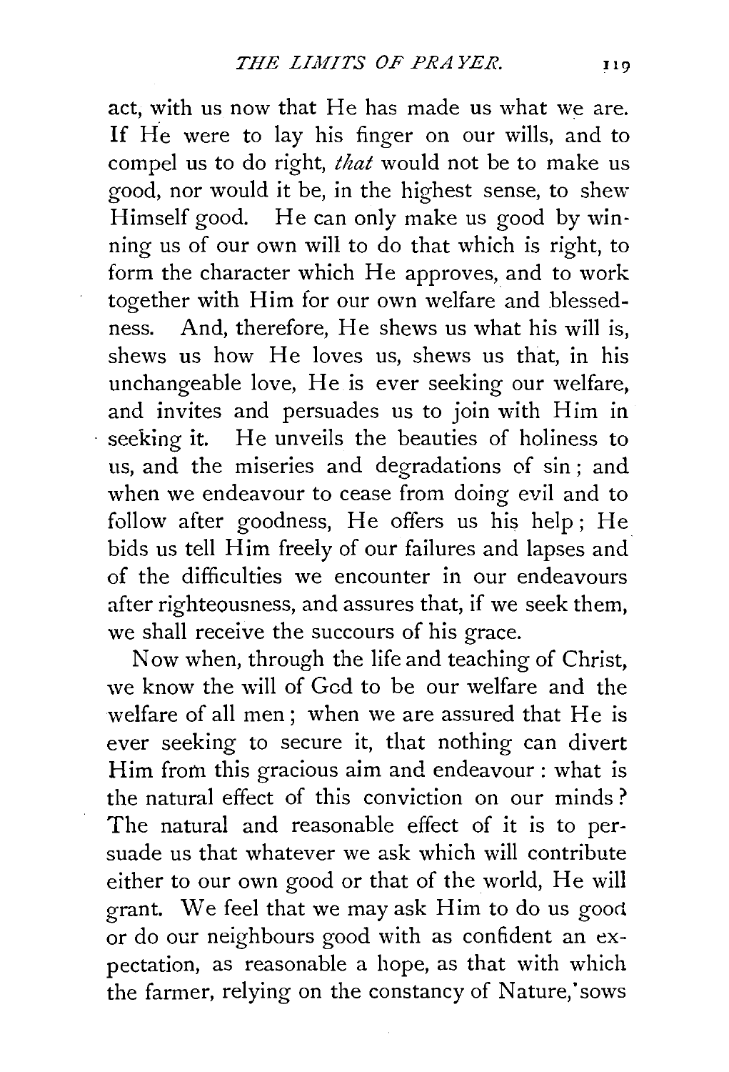act, with us now that He has made us what we are. If He were to lay his finger on our wills, and to compel us to do right, *that* would not be to make us good, nor would it be, in the highest sense, to shew Himself good. He can only make us good by winning us of our own will to do that which is right, to form the character which He approves, and to work together with Him for our own welfare and blessedness. And, therefore, He shews us what his will is, shews us how He loves us, shews us that, in his unchangeable love, He is ever seeking our welfare, and invites and persuades us to join with Him in seeking it. He unveils the beauties of holiness to us, and the miseries and degradations of sin; and when we endeavour to cease from doing evil and to follow after goodness, He offers us his help; He bids us tell Him freely of our failures and lapses and of the difficulties we encounter in our endeavours after righteousness, and assures that, if we seek them, we shall receive the succours of his grace.

Now when, through the life and teaching of Christ, we know the will of God to be our welfare and the welfare of all men; when we are assured that He is ever seeking to secure it, that nothing can divert Him from this gracious aim and endeavour: what is the natural effect of this conviction on our minds? The natural and reasonable effect of it is to persuade us that whatever we ask which will contribute either to our own good or that of the world, He will grant. We feel that we may ask Him to do us good or do our neighbours good with as confident an expectation, as reasonable a hope, as that with which the farmer, relying on the constancy of Nature, sows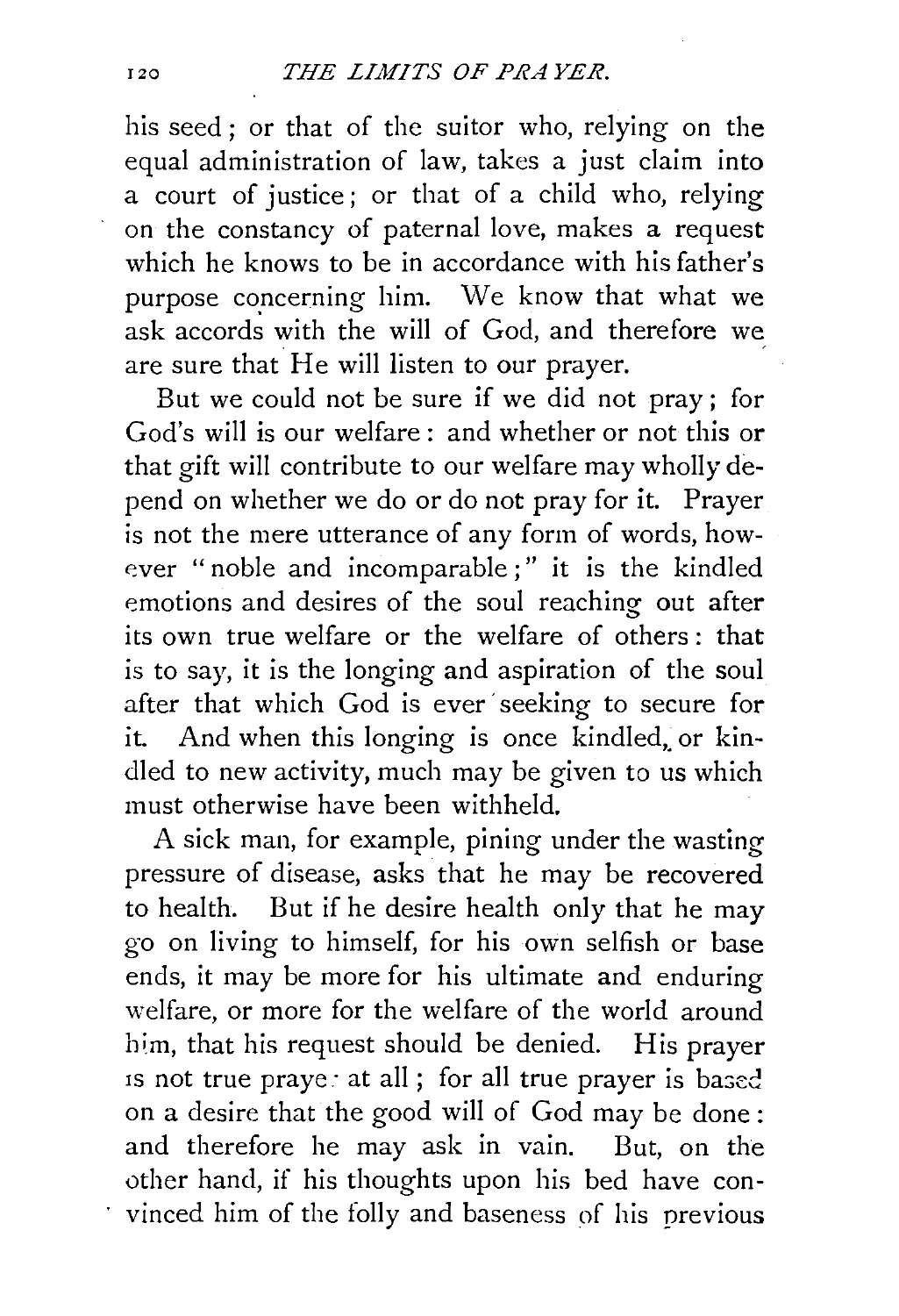his seed; or that of the suitor who, relying on the equal administration of law, takes a just claim into a court of justice; or that of a child who, relying on the constancy of paternal love, makes a request which he knows to be in accordance with his father's purpose concerning him. We know that what we ask accords with the will of God, and therefore we are sure that He will listen to our prayer.

But we could not be sure if we did not pray; for God's will is our welfare: and whether or not this or that gift will contribute to our welfare may wholly depend on whether we do or do not pray for it. Prayer is not the mere utterance of any form of words, however "noble and incomparable;" it is the kindled emotions and desires of the soul reaching out after its own true welfare or the welfare of others: that is to say, it is the longing and aspiration of the soul after that which God is ever seeking to secure for it. And when this longing is once kindled, or kindled to new activity, much may be given to us which must otherwise have been withheld.

A sick man, for example, pining under the wasting pressure of disease, asks that he may be recovered to health. But if he desire health only that he may go on living to himself, for his own selfish or base ends, it may be more for his ultimate and enduring welfare, or more for the welfare of the world around him, that his request should be denied. His prayer is not true prayer at all; for all true prayer is based on a desire that the good will of God may be done: and therefore he may ask in vain. But, on the other hand, if his thoughts upon his bed have convinced him of the folly and baseness of his previous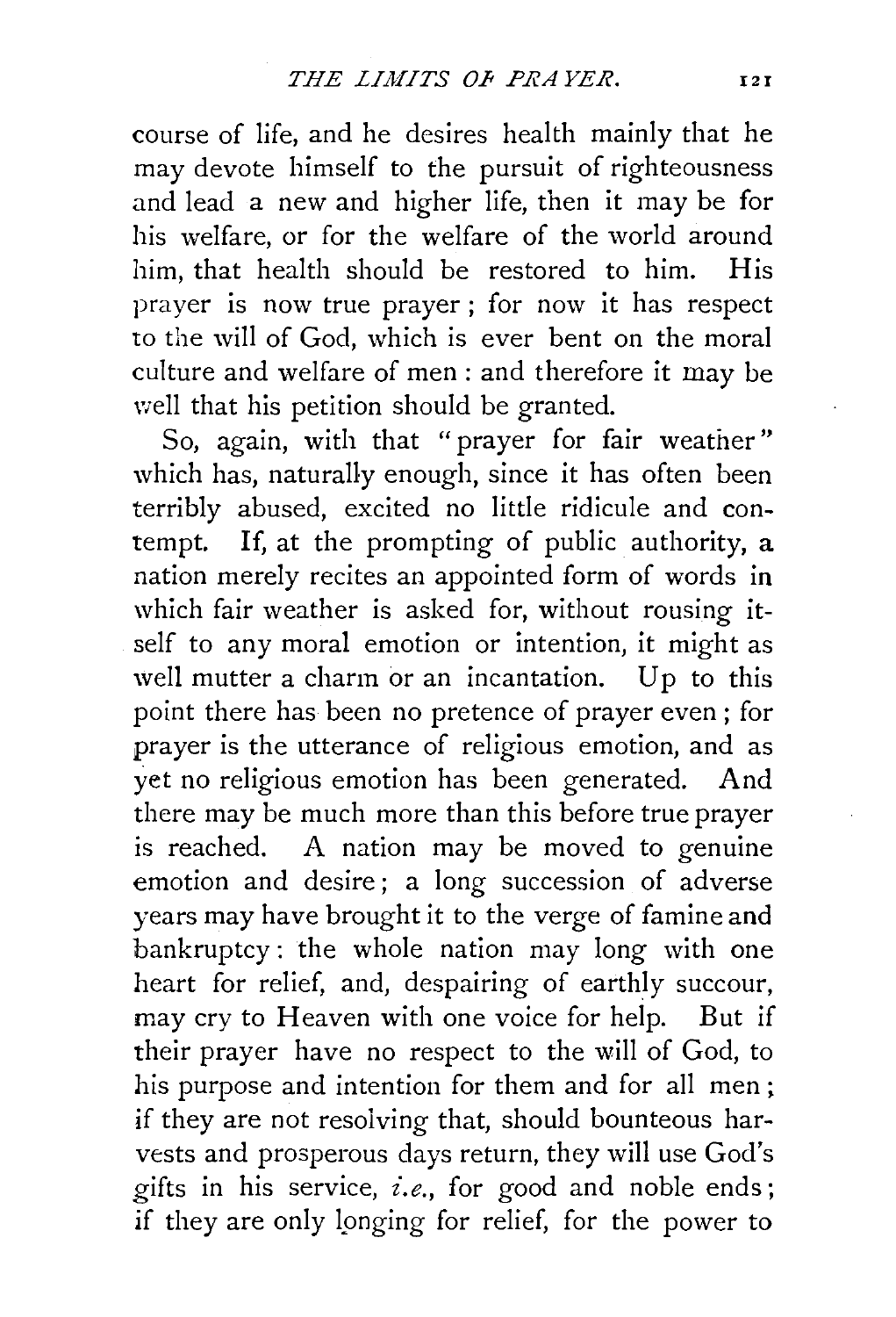course of life, and he desires health mainly that he may devote himself to the pursuit of righteousness and lead a new and higher life, then it may be for his welfare, or for the welfare of the world around him, that health should be restored to him. His prayer is now true prayer; for now it has respect to the will of God, which is ever bent on the moral culture and welfare of men: and therefore it may be well that his petition should be granted.

So, again, with that "prayer for fair weather" which has, naturally enough, since it has often been terribly abused, excited no little ridicule and contempt. If, at the prompting of public authority, a nation merely recites an appointed form of words in which fair weather is asked for, without rousing itself to any moral emotion or intention, it might as well mutter a charm or an incantation. Up to this point there has been no pretence of prayer even; for prayer is the utterance of religious emotion, and as yet no religious emotion has been generated. And there may be much more than this before true prayer is reached. A nation may be moved to genuine emotion and desire; a long succession of adverse years may have brought it to the verge of famine and bankruptcy: the whole nation may long with one heart for relief, and, despairing of earthly succour, may cry to Heaven with one voice for help. But if their prayer have no respect to the will of God, to his purpose and intention for them and for all men; if they are not resolving that, should bounteous harvests and prosperous days return, they will use God's gifts in his service, *i.e.*, for good and noble ends; if they are only longing for relief, for the power to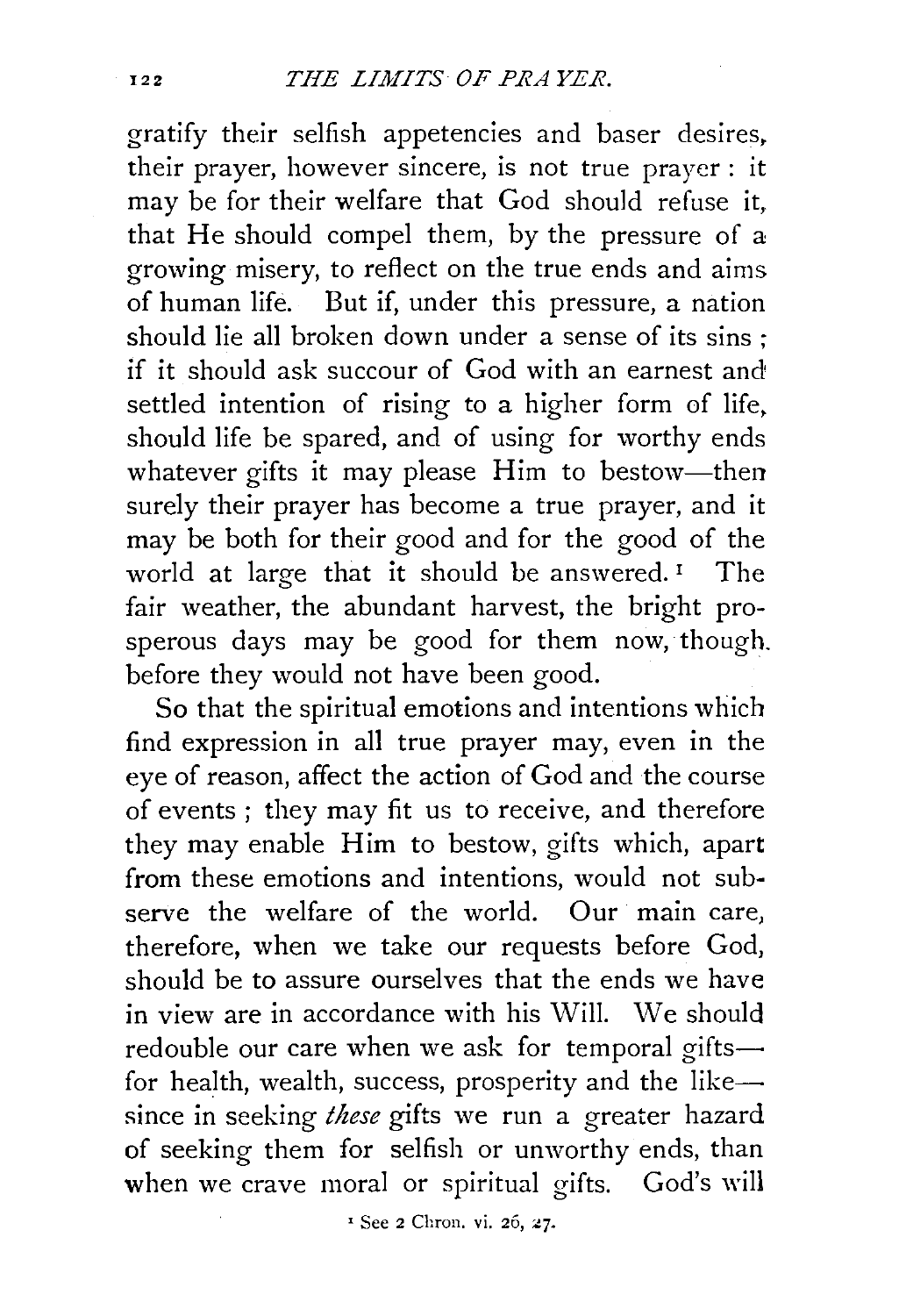gratify their selfish appetencies and baser desires, their prayer, however sincere, is not true prayer: it may be for their welfare that God should refuse it, that He should compel them, by the pressure of a growing misery, to reflect on the true ends and aims of human life. But if, under this pressure, a nation should lie all broken down under a sense of its sins; if it should ask succour of God with an earnest and settled intention of rising to a higher form of life, should life be spared, and of using for worthy ends whatever gifts it may please Him to bestow—then surely their prayer has become a true prayer, and it may be both for their good and for the good of the world at large that it should be answered.[1] The fair weather, the abundant harvest, the bright prosperous days may be good for them now, though before they would not have been good.

So that the spiritual emotions and intentions which find expression in all true prayer may, even in the eye of reason, affect the action of God and the course of events; they may fit us to receive, and therefore they may enable Him to bestow, gifts which, apart from these emotions and intentions, would not subserve the welfare of the world. Our main care, therefore, when we take our requests before God, should be to assure ourselves that the ends we have in view are in accordance with his Will. We should redouble our care when we ask for temporal gifts—for health, wealth, success, prosperity and the like—since in seeking *these* gifts we run a greater hazard of seeking them for selfish or unworthy ends, than when we crave moral or spiritual gifts. God's will

[1] See 2 Chron. vi. 26, 27.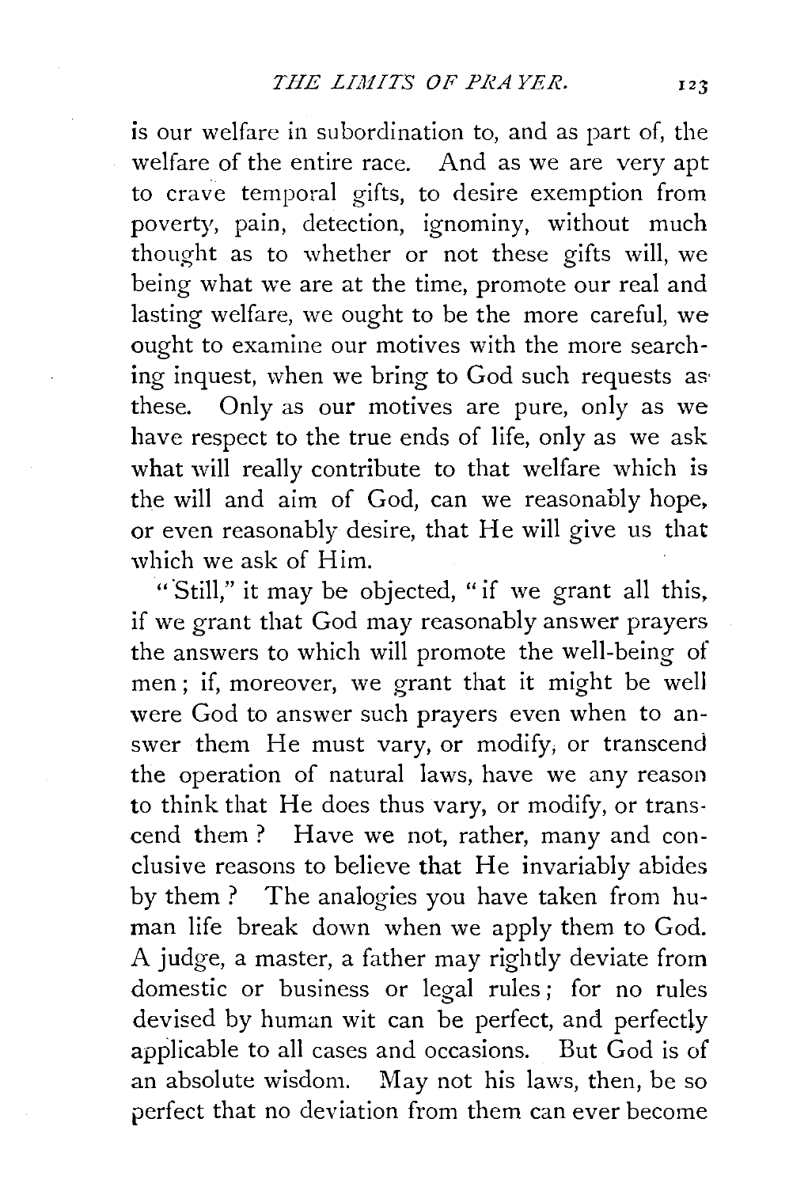is our welfare in subordination to, and as part of, the welfare of the entire race. And as we are very apt to crave temporal gifts, to desire exemption from poverty, pain, detection, ignominy, without much thought as to whether or not these gifts will, we being what we are at the time, promote our real and lasting welfare, we ought to be the more careful, we ought to examine our motives with the more searching inquest, when we bring to God such requests as these. Only as our motives are pure, only as we have respect to the true ends of life, only as we ask what will really contribute to that welfare which is the will and aim of God, can we reasonably hope, or even reasonably desire, that He will give us that which we ask of Him.

"Still," it may be objected, "if we grant all this, if we grant that God may reasonably answer prayers the answers to which will promote the well-being of men; if, moreover, we grant that it might be well were God to answer such prayers even when to answer them He must vary, or modify, or transcend the operation of natural laws, have we any reason to think that He does thus vary, or modify, or transcend them? Have we not, rather, many and conclusive reasons to believe that He invariably abides by them? The analogies you have taken from human life break down when we apply them to God. A judge, a master, a father may rightly deviate from domestic or business or legal rules; for no rules devised by human wit can be perfect, and perfectly applicable to all cases and occasions. But God is of an absolute wisdom. May not his laws, then, be so perfect that no deviation from them can ever become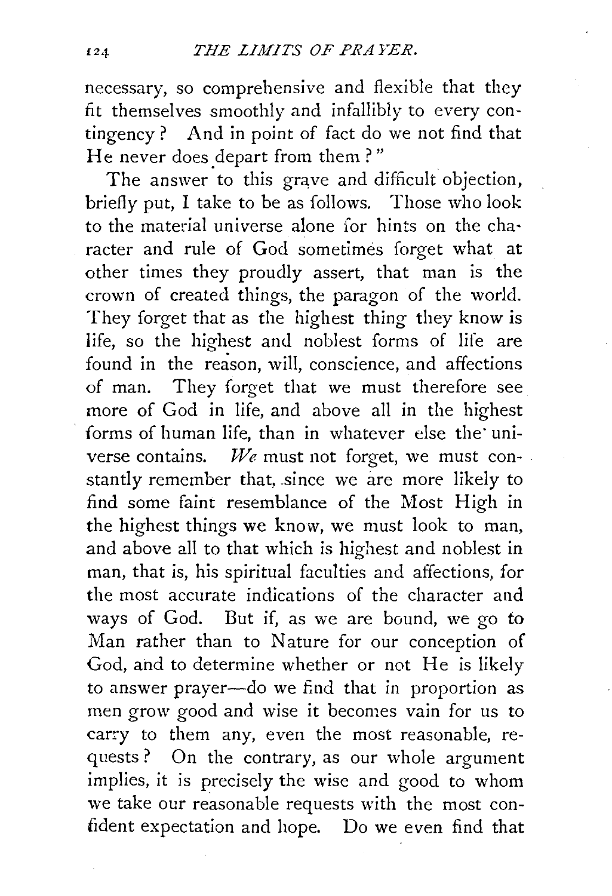necessary, so comprehensive and flexible that they fit themselves smoothly and infallibly to every contingency? And in point of fact do we not find that He never does depart from them?"

The answer to this grave and difficult objection, briefly put, I take to be as follows. Those who look to the material universe alone for hints on the character and rule of God sometimes forget what at other times they proudly assert, that man is the crown of created things, the paragon of the world. They forget that as the highest thing they know is life, so the highest and noblest forms of life are found in the reason, will, conscience, and affections of man. They forget that we must therefore see more of God in life, and above all in the highest forms of human life, than in whatever else the universe contains. *We* must not forget, we must constantly remember that, since we are more likely to find some faint resemblance of the Most High in the highest things we know, we must look to man, and above all to that which is highest and noblest in man, that is, his spiritual faculties and affections, for the most accurate indications of the character and ways of God. But if, as we are bound, we go to Man rather than to Nature for our conception of God, and to determine whether or not He is likely to answer prayer—do we find that in proportion as men grow good and wise it becomes vain for us to carry to them any, even the most reasonable, requests? On the contrary, as our whole argument implies, it is precisely the wise and good to whom we take our reasonable requests with the most confident expectation and hope. Do we even find that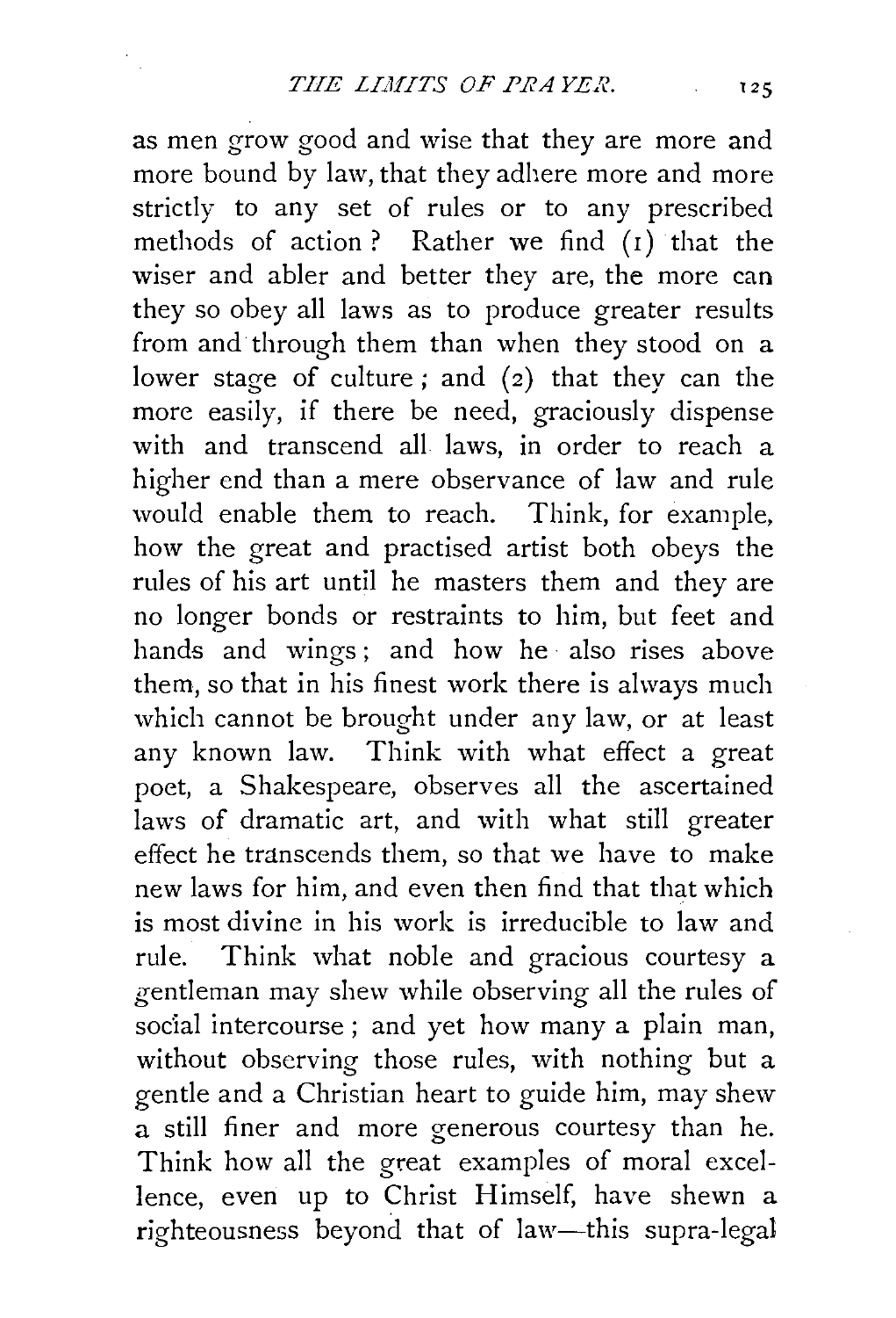as men grow good and wise that they are more and more bound by law, that they adhere more and more strictly to any set of rules or to any prescribed methods of action? Rather we find (1) that the wiser and abler and better they are, the more can they so obey all laws as to produce greater results from and through them than when they stood on a lower stage of culture; and (2) that they can the more easily, if there be need, graciously dispense with and transcend all laws, in order to reach a higher end than a mere observance of law and rule would enable them to reach. Think, for example, how the great and practised artist both obeys the rules of his art until he masters them and they are no longer bonds or restraints to him, but feet and hands and wings; and how he also rises above them, so that in his finest work there is always much which cannot be brought under any law, or at least any known law. Think with what effect a great poet, a Shakespeare, observes all the ascertained laws of dramatic art, and with what still greater effect he transcends them, so that we have to make new laws for him, and even then find that that which is most divine in his work is irreducible to law and rule. Think what noble and gracious courtesy a gentleman may shew while observing all the rules of social intercourse; and yet how many a plain man, without observing those rules, with nothing but a gentle and a Christian heart to guide him, may shew a still finer and more generous courtesy than he. Think how all the great examples of moral excellence, even up to Christ Himself, have shewn a righteousness beyond that of law—this supra-legal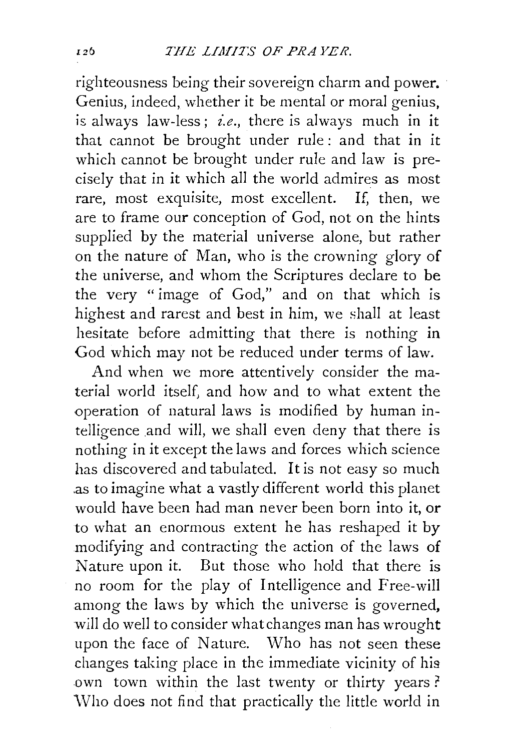righteousness being their sovereign charm and power. Genius, indeed, whether it be mental or moral genius, is always law-less; *i.e.*, there is always much in it that cannot be brought under rule: and that in it which cannot be brought under rule and law is precisely that in it which all the world admires as most rare, most exquisite, most excellent. If, then, we are to frame our conception of God, not on the hints supplied by the material universe alone, but rather on the nature of Man, who is the crowning glory of the universe, and whom the Scriptures declare to be the very "image of God," and on that which is highest and rarest and best in him, we shall at least hesitate before admitting that there is nothing in God which may not be reduced under terms of law.

And when we more attentively consider the material world itself, and how and to what extent the operation of natural laws is modified by human intelligence and will, we shall even deny that there is nothing in it except the laws and forces which science has discovered and tabulated. It is not easy so much as to imagine what a vastly different world this planet would have been had man never been born into it, or to what an enormous extent he has reshaped it by modifying and contracting the action of the laws of Nature upon it. But those who hold that there is no room for the play of Intelligence and Free-will among the laws by which the universe is governed, will do well to consider what changes man has wrought upon the face of Nature. Who has not seen these changes taking place in the immediate vicinity of his own town within the last twenty or thirty years? Who does not find that practically the little world in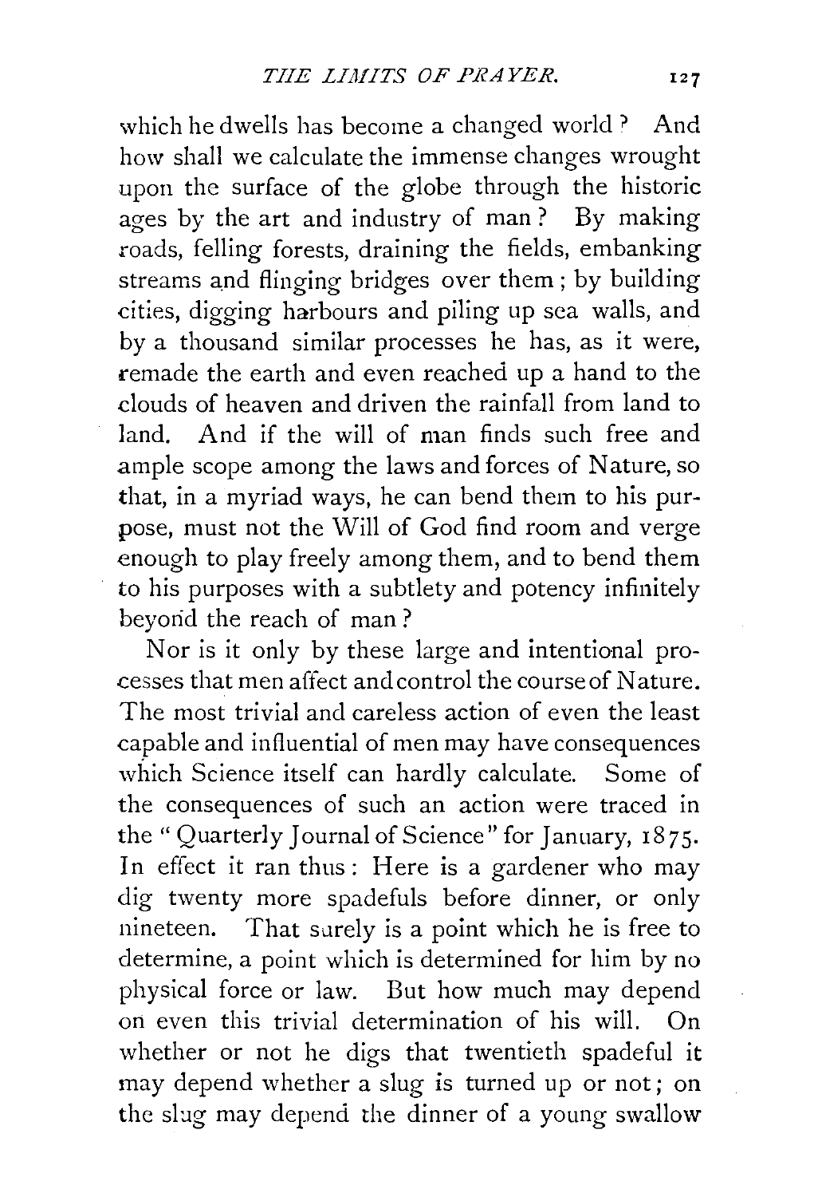which he dwells has become a changed world? And how shall we calculate the immense changes wrought upon the surface of the globe through the historic ages by the art and industry of man? By making roads, felling forests, draining the fields, embanking streams and flinging bridges over them; by building cities, digging harbours and piling up sea walls, and by a thousand similar processes he has, as it were, remade the earth and even reached up a hand to the clouds of heaven and driven the rainfall from land to land. And if the will of man finds such free and ample scope among the laws and forces of Nature, so that, in a myriad ways, he can bend them to his purpose, must not the Will of God find room and verge enough to play freely among them, and to bend them to his purposes with a subtlety and potency infinitely beyond the reach of man?

Nor is it only by these large and intentional processes that men affect and control the course of Nature. The most trivial and careless action of even the least capable and influential of men may have consequences which Science itself can hardly calculate. Some of the consequences of such an action were traced in the "Quarterly Journal of Science" for January, 1875. In effect it ran thus: Here is a gardener who may dig twenty more spadefuls before dinner, or only nineteen. That surely is a point which he is free to determine, a point which is determined for him by no physical force or law. But how much may depend on even this trivial determination of his will. On whether or not he digs that twentieth spadeful it may depend whether a slug is turned up or not; on the slug may depend the dinner of a young swallow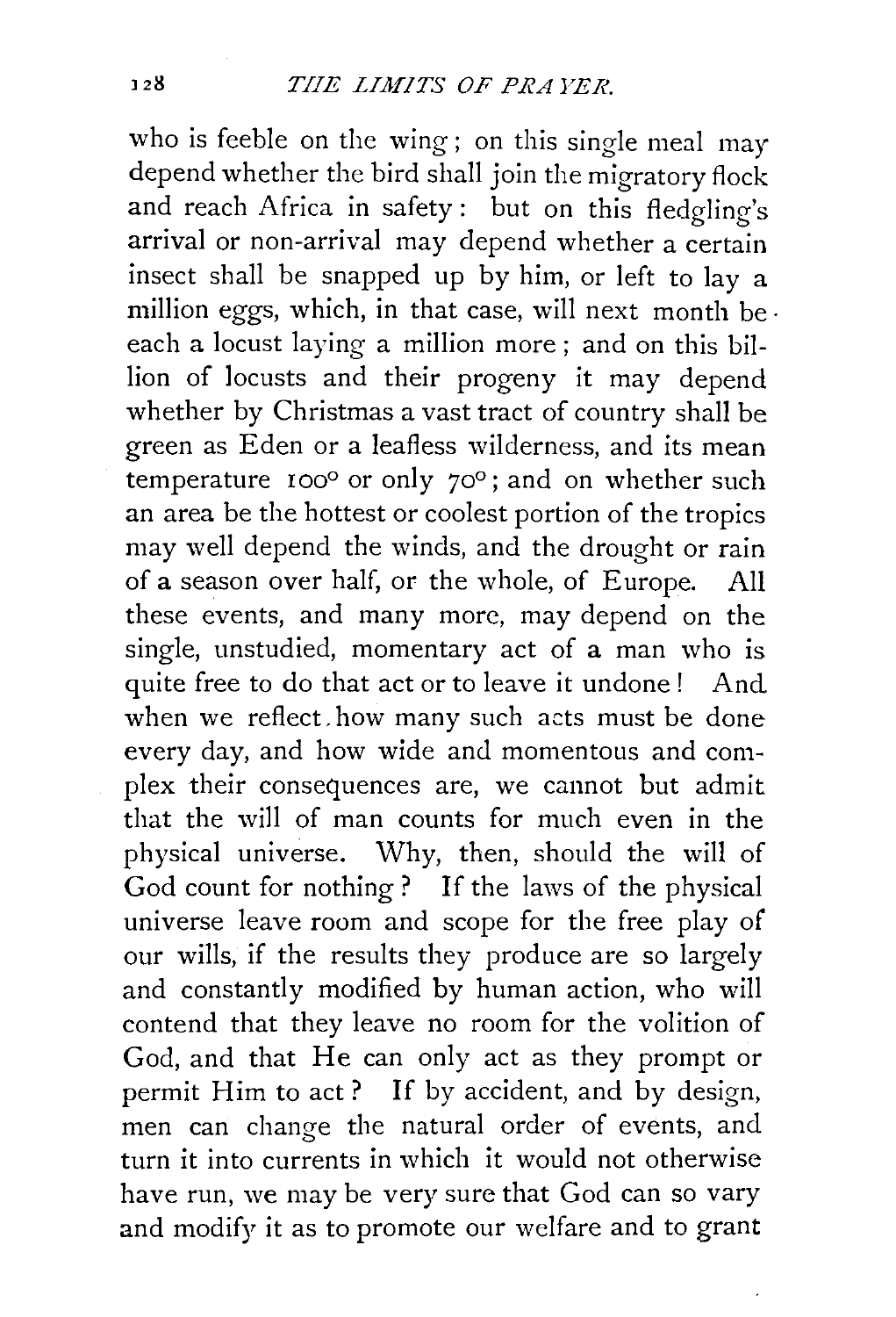who is feeble on the wing; on this single meal may depend whether the bird shall join the migratory flock and reach Africa in safety: but on this fledgling's arrival or non-arrival may depend whether a certain insect shall be snapped up by him, or left to lay a million eggs, which, in that case, will next month be each a locust laying a million more; and on this billion of locusts and their progeny it may depend whether by Christmas a vast tract of country shall be green as Eden or a leafless wilderness, and its mean temperature 100° or only 70°; and on whether such an area be the hottest or coolest portion of the tropics may well depend the winds, and the drought or rain of a season over half, or the whole, of Europe. All these events, and many more, may depend on the single, unstudied, momentary act of a man who is quite free to do that act or to leave it undone! And when we reflect how many such acts must be done every day, and how wide and momentous and complex their consequences are, we cannot but admit that the will of man counts for much even in the physical universe. Why, then, should the will of God count for nothing? If the laws of the physical universe leave room and scope for the free play of our wills, if the results they produce are so largely and constantly modified by human action, who will contend that they leave no room for the volition of God, and that He can only act as they prompt or permit Him to act? If by accident, and by design, men can change the natural order of events, and turn it into currents in which it would not otherwise have run, we may be very sure that God can so vary and modify it as to promote our welfare and to grant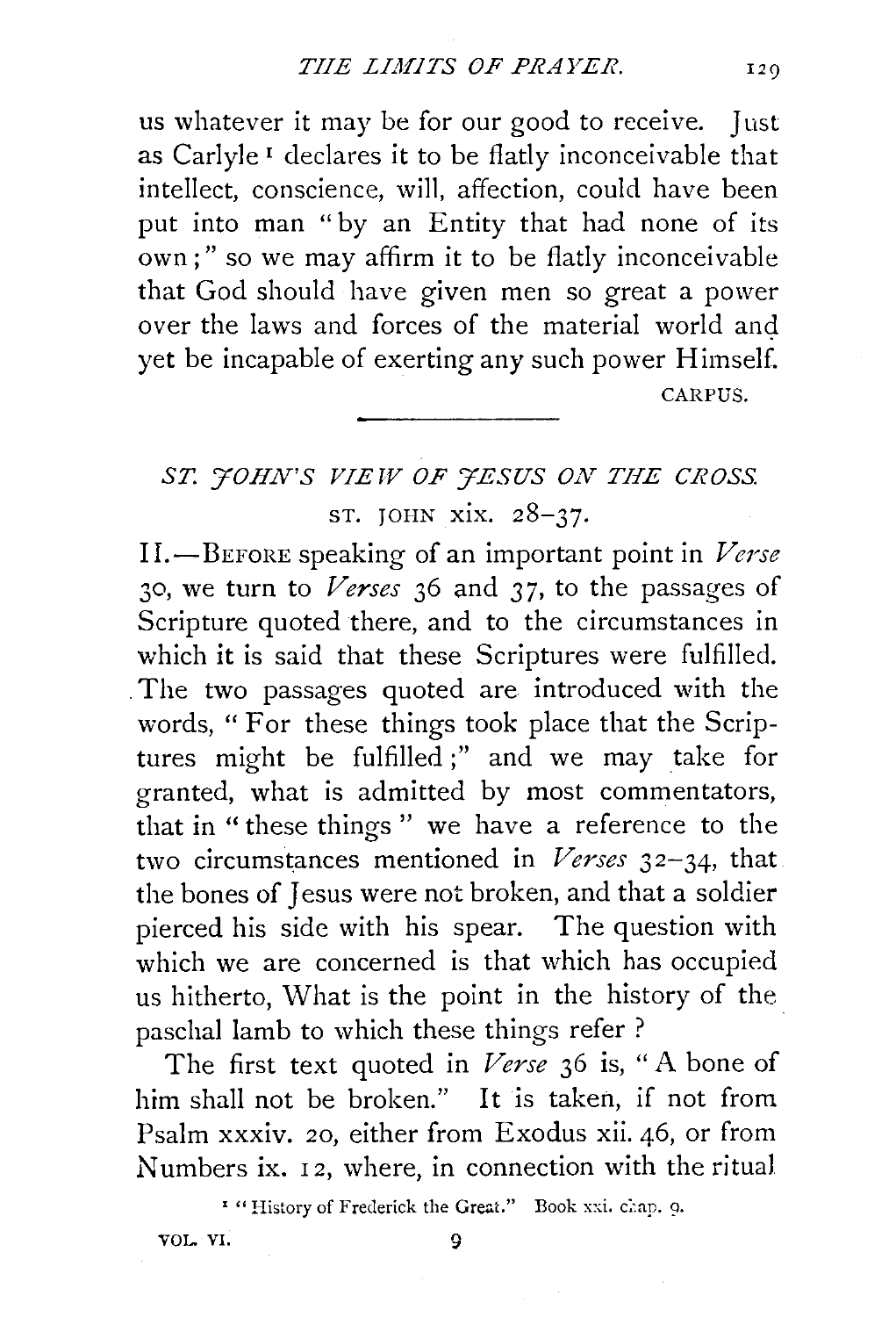us whatever it may be for our good to receive. Just as Carlyle[1] declares it to be flatly inconceivable that intellect, conscience, will, affection, could have been put into man "by an Entity that had none of its own;" so we may affirm it to be flatly inconceivable that God should have given men so great a power over the laws and forces of the material world and yet be incapable of exerting any such power Himself.

CARPUS.

---

## *ST. JOHN'S VIEW OF JESUS ON THE CROSS.*

ST. JOHN xix. 28–37.

II.—BEFORE speaking of an important point in *Verse* 30, we turn to *Verses* 36 and 37, to the passages of Scripture quoted there, and to the circumstances in which it is said that these Scriptures were fulfilled. The two passages quoted are introduced with the words, "For these things took place that the Scriptures might be fulfilled;" and we may take for granted, what is admitted by most commentators, that in "these things" we have a reference to the two circumstances mentioned in *Verses* 32–34, that the bones of Jesus were not broken, and that a soldier pierced his side with his spear. The question with which we are concerned is that which has occupied us hitherto, What is the point in the history of the paschal lamb to which these things refer?

The first text quoted in *Verse* 36 is, "A bone of him shall not be broken." It is taken, if not from Psalm xxxiv. 20, either from Exodus xii. 46, or from Numbers ix. 12, where, in connection with the ritual

[1] "History of Frederick the Great." Book xxi. chap. 9.